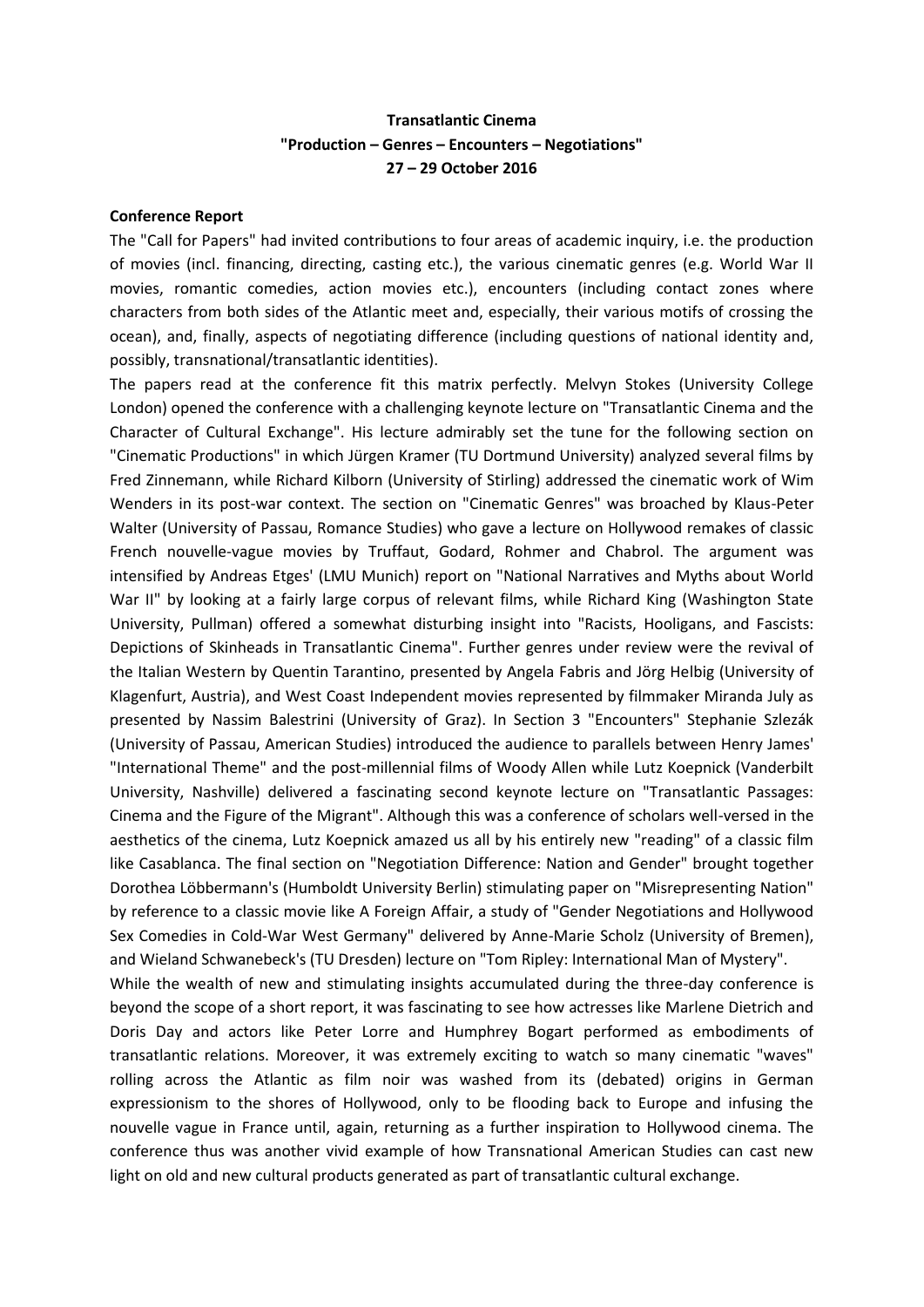**Transatlantic Cinema**
**"Production – Genres – Encounters – Negotiations"**
**27 – 29 October 2016**

**Conference Report**

The "Call for Papers" had invited contributions to four areas of academic inquiry, i.e. the production of movies (incl. financing, directing, casting etc.), the various cinematic genres (e.g. World War II movies, romantic comedies, action movies etc.), encounters (including contact zones where characters from both sides of the Atlantic meet and, especially, their various motifs of crossing the ocean), and, finally, aspects of negotiating difference (including questions of national identity and, possibly, transnational/transatlantic identities).

The papers read at the conference fit this matrix perfectly. Melvyn Stokes (University College London) opened the conference with a challenging keynote lecture on "Transatlantic Cinema and the Character of Cultural Exchange". His lecture admirably set the tune for the following section on "Cinematic Productions" in which Jürgen Kramer (TU Dortmund University) analyzed several films by Fred Zinnemann, while Richard Kilborn (University of Stirling) addressed the cinematic work of Wim Wenders in its post-war context. The section on "Cinematic Genres" was broached by Klaus-Peter Walter (University of Passau, Romance Studies) who gave a lecture on Hollywood remakes of classic French nouvelle-vague movies by Truffaut, Godard, Rohmer and Chabrol. The argument was intensified by Andreas Etges' (LMU Munich) report on "National Narratives and Myths about World War II" by looking at a fairly large corpus of relevant films, while Richard King (Washington State University, Pullman) offered a somewhat disturbing insight into "Racists, Hooligans, and Fascists: Depictions of Skinheads in Transatlantic Cinema". Further genres under review were the revival of the Italian Western by Quentin Tarantino, presented by Angela Fabris and Jörg Helbig (University of Klagenfurt, Austria), and West Coast Independent movies represented by filmmaker Miranda July as presented by Nassim Balestrini (University of Graz). In Section 3 "Encounters" Stephanie Szlezák (University of Passau, American Studies) introduced the audience to parallels between Henry James' "International Theme" and the post-millennial films of Woody Allen while Lutz Koepnick (Vanderbilt University, Nashville) delivered a fascinating second keynote lecture on "Transatlantic Passages: Cinema and the Figure of the Migrant". Although this was a conference of scholars well-versed in the aesthetics of the cinema, Lutz Koepnick amazed us all by his entirely new "reading" of a classic film like Casablanca. The final section on "Negotiation Difference: Nation and Gender" brought together Dorothea Löbbermann's (Humboldt University Berlin) stimulating paper on "Misrepresenting Nation" by reference to a classic movie like A Foreign Affair, a study of "Gender Negotiations and Hollywood Sex Comedies in Cold-War West Germany" delivered by Anne-Marie Scholz (University of Bremen), and Wieland Schwanebeck's (TU Dresden) lecture on "Tom Ripley: International Man of Mystery".

While the wealth of new and stimulating insights accumulated during the three-day conference is beyond the scope of a short report, it was fascinating to see how actresses like Marlene Dietrich and Doris Day and actors like Peter Lorre and Humphrey Bogart performed as embodiments of transatlantic relations. Moreover, it was extremely exciting to watch so many cinematic "waves" rolling across the Atlantic as film noir was washed from its (debated) origins in German expressionism to the shores of Hollywood, only to be flooding back to Europe and infusing the nouvelle vague in France until, again, returning as a further inspiration to Hollywood cinema. The conference thus was another vivid example of how Transnational American Studies can cast new light on old and new cultural products generated as part of transatlantic cultural exchange.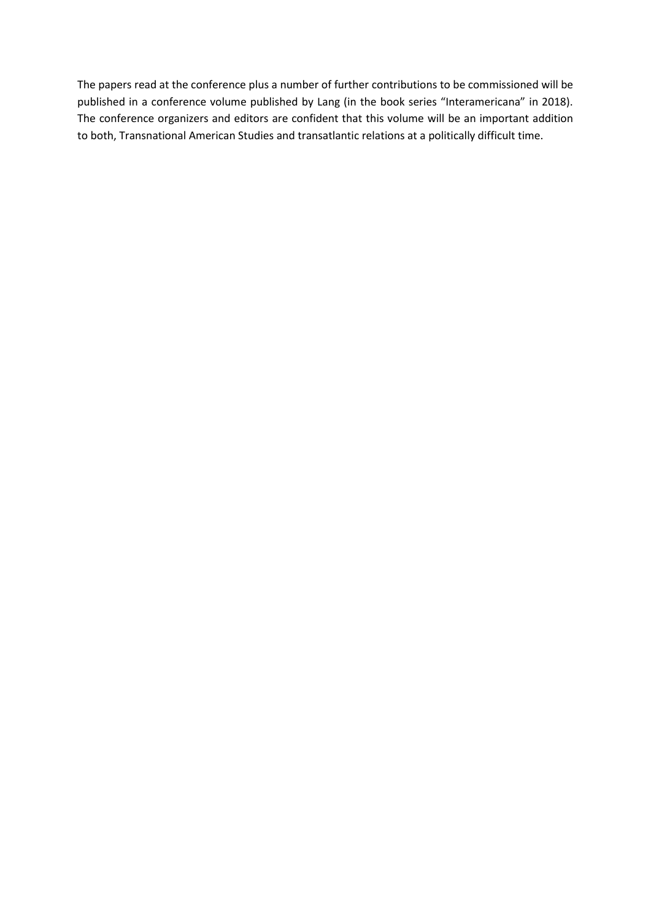The papers read at the conference plus a number of further contributions to be commissioned will be published in a conference volume published by Lang (in the book series "Interamericana" in 2018). The conference organizers and editors are confident that this volume will be an important addition to both, Transnational American Studies and transatlantic relations at a politically difficult time.